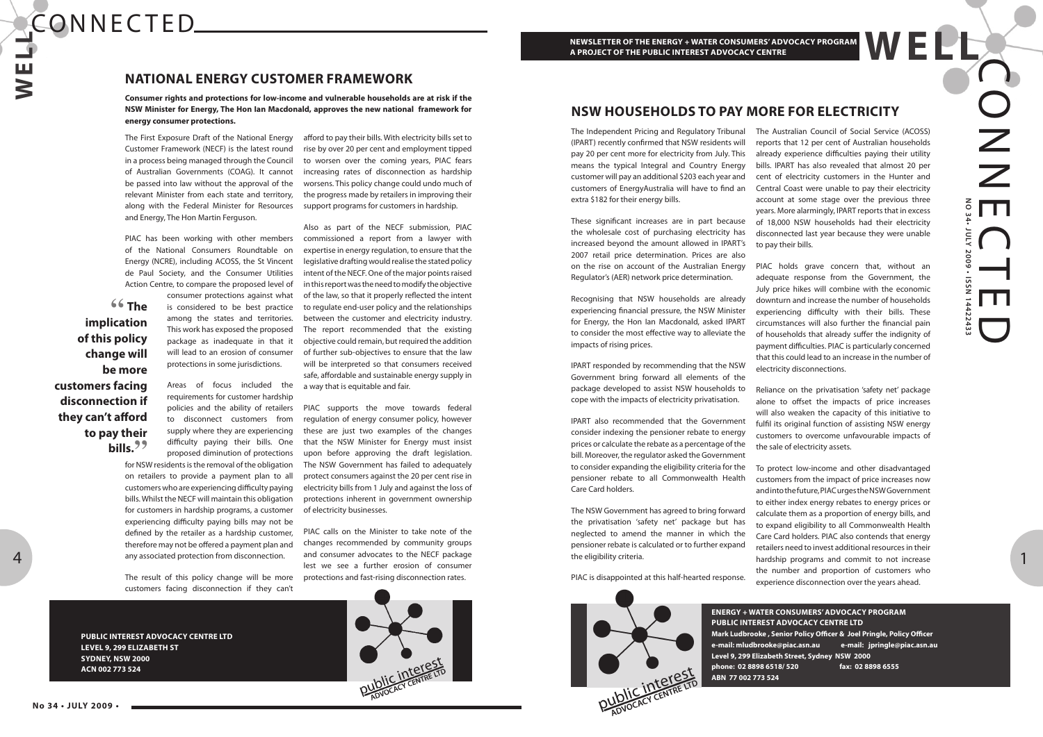## NATIONAL ENERGY CUSTOMER FRAMEWORK

**Consumer rights and protections for low-income and vulnerable households are at risk if the NSW Minister for Energy, The Hon Ian Macdonald, approves the new national framework for energy consumer protections.**

The First Exposure Draft of the National Energy Customer Framework (NECF) is the latest round in a process being managed through the Council of Australian Governments (COAG). It cannot be passed into law without the approval of the relevant Minister from each state and territory, along with the Federal Minister for Resources and Energy, The Hon Martin Ferguson.

PIAC has been working with other members of the National Consumers Roundtable on Energy (NCRE), including ACOSS, the St Vincent de Paul Society, and the Consumer Utilities Action Centre, to compare the proposed level of consumer protections against what is considered to be best practice among the states and territories. This work has exposed the proposed package as inadequate in that it will lead to an erosion of consumer protections in some jurisdictions.

> **"The implication of this policy change will be more customers facing disconnection if they can't afford to pay their bills."**

Areas of focus included the requirements for customer hardship policies and the ability of retailers to disconnect customers from supply where they are experiencing difficulty paying their bills. One proposed diminution of protections for NSW residents is the removal of the obligation on retailers to provide a payment plan to all customers who are experiencing difficulty paying bills. Whilst the NECF will maintain this obligation for customers in hardship programs, a customer experiencing difficulty paying bills may not be defined by the retailer as a hardship customer, therefore may not be offered a payment plan and any associated protection from disconnection.

The result of this policy change will be more customers facing disconnection if they can't afford to pay their bills. With electricity bills set to rise by over 20 per cent and employment tipped to worsen over the coming years, PIAC fears increasing rates of disconnection as hardship worsens. This policy change could undo much of the progress made by retailers in improving their support programs for customers in hardship.

Also as part of the NECF submission, PIAC commissioned a report from a lawyer with expertise in energy regulation, to ensure that the legislative drafting would realise the stated policy intent of the NECF. One of the major points raised in this report was the need to modify the objective of the law, so that it properly reflected the intent to regulate end-user policy and the relationships between the customer and electricity industry. The report recommended that the existing objective could remain, but required the addition of further sub-objectives to ensure that the law will be interpreted so that consumers received safe, affordable and sustainable energy supply in a way that is equitable and fair.

PIAC supports the move towards federal regulation of energy consumer policy, however these are just two examples of the changes that the NSW Minister for Energy must insist upon before approving the draft legislation. The NSW Government has failed to adequately protect consumers against the 20 per cent rise in electricity bills from 1 July and against the loss of protections inherent in government ownership of electricity businesses.

PIAC calls on the Minister to take note of the changes recommended by community groups and consumer advocates to the NECF package lest we see a further erosion of consumer protections and fast-rising disconnection rates.

**PUBLIC INTEREST ADVOCACY CENTRE LTD**
**LEVEL 9, 299 ELIZABETH ST**
**SYDNEY, NSW 2000**
**ACN 002 773 524**

# WELL CONNECTED

**NEWSLETTER OF THE ENERGY + WATER CONSUMERS' ADVOCACY PROGRAM**
**A PROJECT OF THE PUBLIC INTEREST ADVOCACY CENTRE**

NO 34 • JULY 2009 • ISSN 1442243

## NSW HOUSEHOLDS TO PAY MORE FOR ELECTRICITY

The Independent Pricing and Regulatory Tribunal (IPART) recently confirmed that NSW residents will pay 20 per cent more for electricity from July. This means the typical Integral and Country Energy customer will pay an additional $203 each year and customers of EnergyAustralia will have to find an extra $182 for their energy bills.

These significant increases are in part because the wholesale cost of purchasing electricity has increased beyond the amount allowed in IPART's 2007 retail price determination. Prices are also on the rise on account of the Australian Energy Regulator's (AER) network price determination.

Recognising that NSW households are already experiencing financial pressure, the NSW Minister for Energy, the Hon Ian Macdonald, asked IPART to consider the most effective way to alleviate the impacts of rising prices.

IPART responded by recommending that the NSW Government bring forward all elements of the package developed to assist NSW households to cope with the impacts of electricity privatisation.

IPART also recommended that the Government consider indexing the pensioner rebate to energy prices or calculate the rebate as a percentage of the bill. Moreover, the regulator asked the Government to consider expanding the eligibility criteria for the pensioner rebate to all Commonwealth Health Care Card holders.

The NSW Government has agreed to bring forward the privatisation 'safety net' package but has neglected to amend the manner in which the pensioner rebate is calculated or to further expand the eligibility criteria.

PIAC is disappointed at this half-hearted response.

The Australian Council of Social Service (ACOSS) reports that 12 per cent of Australian households already experience difficulties paying their utility bills. IPART has also revealed that almost 20 per cent of electricity customers in the Hunter and Central Coast were unable to pay their electricity account at some stage over the previous three years. More alarmingly, IPART reports that in excess of 18,000 NSW households had their electricity disconnected last year because they were unable to pay their bills.

PIAC holds grave concern that, without an adequate response from the Government, the July price hikes will combine with the economic downturn and increase the number of households experiencing difficulty with their bills. These circumstances will also further the financial pain of households that already suffer the indignity of payment difficulties. PIAC is particularly concerned that this could lead to an increase in the number of electricity disconnections.

Reliance on the privatisation 'safety net' package alone to offset the impacts of price increases will also weaken the capacity of this initiative to fulfil its original function of assisting NSW energy customers to overcome unfavourable impacts of the sale of electricity assets.

To protect low-income and other disadvantaged customers from the impact of price increases now and into the future, PIAC urges the NSW Government to either index energy rebates to energy prices or calculate them as a proportion of energy bills, and to expand eligibility to all Commonwealth Health Care Card holders. PIAC also contends that energy retailers need to invest additional resources in their hardship programs and commit to not increase the number and proportion of customers who experience disconnection over the years ahead.

**ENERGY + WATER CONSUMERS' ADVOCACY PROGRAM**
**PUBLIC INTEREST ADVOCACY CENTRE LTD**
**Mark Ludbrooke , Senior Policy Officer & Joel Pringle, Policy Officer**
**e-mail: mludbrooke@piac.asn.au e-mail: jpringle@piac.asn.au**
**Level 9, 299 Elizabeth Street, Sydney NSW 2000**
**phone: 02 8898 6518/ 520 fax: 02 8898 6555**
**ABN 77 002 773 524**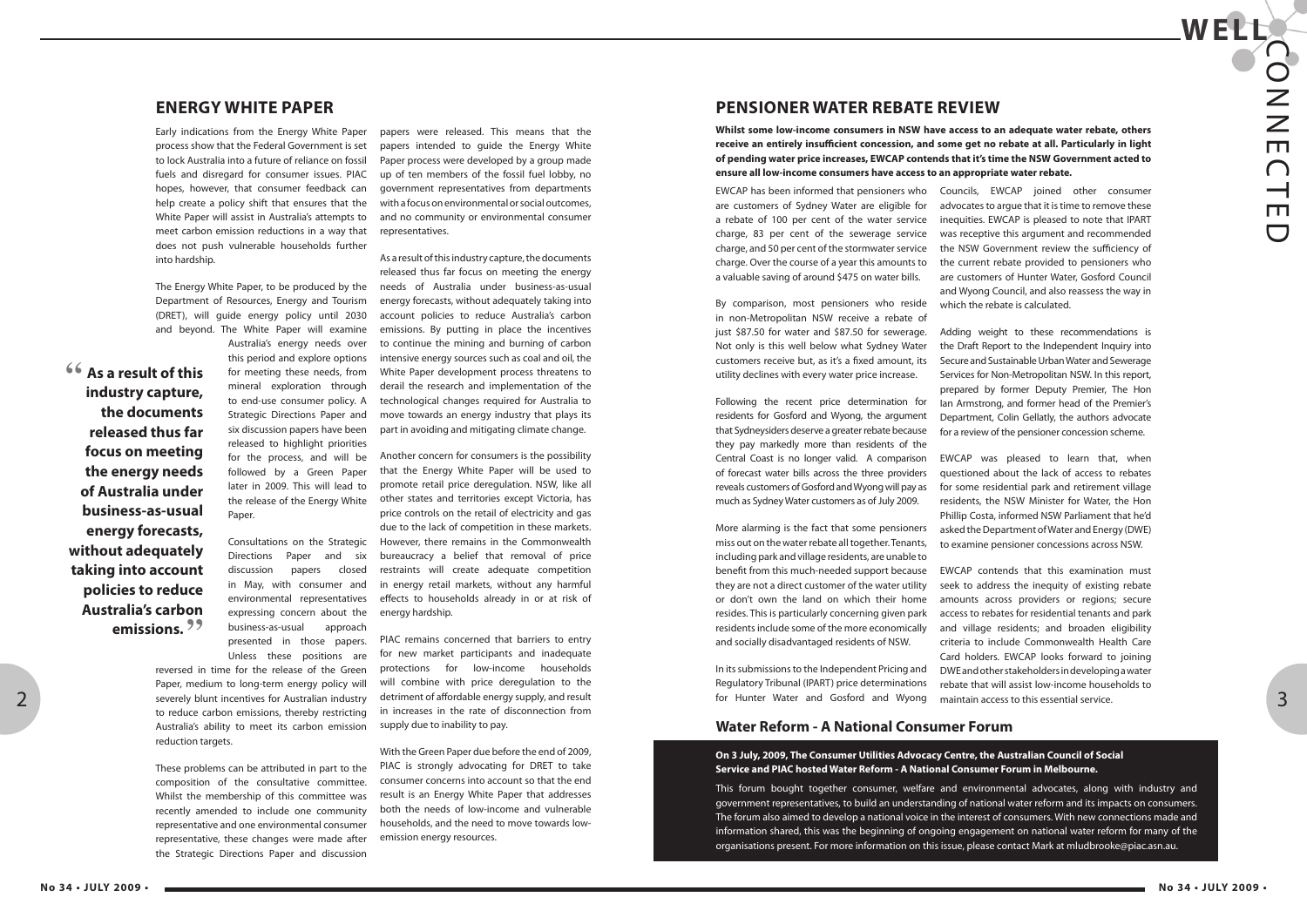## ENERGY WHITE PAPER

Early indications from the Energy White Paper process show that the Federal Government is set to lock Australia into a future of reliance on fossil fuels and disregard for consumer issues. PIAC hopes, however, that consumer feedback can help create a policy shift that ensures that the White Paper will assist in Australia's attempts to meet carbon emission reductions in a way that does not push vulnerable households further into hardship.

The Energy White Paper, to be produced by the Department of Resources, Energy and Tourism (DRET), will guide energy policy until 2030 and beyond. The White Paper will examine Australia's energy needs over this period and explore options for meeting these needs, from mineral exploration through to end-use consumer policy. A Strategic Directions Paper and six discussion papers have been released to highlight priorities for the process, and will be followed by a Green Paper later in 2009. This will lead to the release of the Energy White Paper.

> "As a result of this industry capture, the documents released thus far focus on meeting the energy needs of Australia under business-as-usual energy forecasts, without adequately taking into account policies to reduce Australia's carbon emissions."

Consultations on the Strategic Directions Paper and six discussion papers closed in May, with consumer and environmental representatives expressing concern about the business-as-usual approach presented in those papers. Unless these positions are reversed in time for the release of the Green Paper, medium to long-term energy policy will severely blunt incentives for Australian industry to reduce carbon emissions, thereby restricting Australia's ability to meet its carbon emission reduction targets.

These problems can be attributed in part to the composition of the consultative committee. Whilst the membership of this committee was recently amended to include one community representative and one environmental consumer representative, these changes were made after the Strategic Directions Paper and discussion papers were released. This means that the papers intended to guide the Energy White Paper process were developed by a group made up of ten members of the fossil fuel lobby, no government representatives from departments with a focus on environmental or social outcomes, and no community or environmental consumer representatives.

As a result of this industry capture, the documents released thus far focus on meeting the energy needs of Australia under business-as-usual energy forecasts, without adequately taking into account policies to reduce Australia's carbon emissions. By putting in place the incentives to continue the mining and burning of carbon intensive energy sources such as coal and oil, the White Paper development process threatens to derail the research and implementation of the technological changes required for Australia to move towards an energy industry that plays its part in avoiding and mitigating climate change.

Another concern for consumers is the possibility that the Energy White Paper will be used to promote retail price deregulation. NSW, like all other states and territories except Victoria, has price controls on the retail of electricity and gas due to the lack of competition in these markets. However, there remains in the Commonwealth bureaucracy a belief that removal of price restraints will create adequate competition in energy retail markets, without any harmful effects to households already in or at risk of energy hardship.

PIAC remains concerned that barriers to entry for new market participants and inadequate protections for low-income households will combine with price deregulation to the detriment of affordable energy supply, and result in increases in the rate of disconnection from supply due to inability to pay.

With the Green Paper due before the end of 2009, PIAC is strongly advocating for DRET to take consumer concerns into account so that the end result is an Energy White Paper that addresses both the needs of low-income and vulnerable households, and the need to move towards low-emission energy resources.

## PENSIONER WATER REBATE REVIEW

**Whilst some low-income consumers in NSW have access to an adequate water rebate, others receive an entirely insufficient concession, and some get no rebate at all. Particularly in light of pending water price increases, EWCAP contends that it's time the NSW Government acted to ensure all low-income consumers have access to an appropriate water rebate.**

EWCAP has been informed that pensioners who are customers of Sydney Water are eligible for a rebate of 100 per cent of the water service charge, 83 per cent of the sewerage service charge, and 50 per cent of the stormwater service charge. Over the course of a year this amounts to a valuable saving of around $475 on water bills.

By comparison, most pensioners who reside in non-Metropolitan NSW receive a rebate of just $87.50 for water and $87.50 for sewerage. Not only is this well below what Sydney Water customers receive but, as it's a fixed amount, its utility declines with every water price increase.

Following the recent price determination for residents for Gosford and Wyong, the argument that Sydneysiders deserve a greater rebate because they pay markedly more than residents of the Central Coast is no longer valid. A comparison of forecast water bills across the three providers reveals customers of Gosford and Wyong will pay as much as Sydney Water customers as of July 2009.

More alarming is the fact that some pensioners miss out on the water rebate all together. Tenants, including park and village residents, are unable to benefit from this much-needed support because they are not a direct customer of the water utility or don't own the land on which their home resides. This is particularly concerning given park residents include some of the more economically and socially disadvantaged residents of NSW.

In its submissions to the Independent Pricing and Regulatory Tribunal (IPART) price determinations for Hunter Water and Gosford and Wyong Councils, EWCAP joined other consumer advocates to argue that it is time to remove these inequities. EWCAP is pleased to note that IPART was receptive this argument and recommended the NSW Government review the sufficiency of the current rebate provided to pensioners who are customers of Hunter Water, Gosford Council and Wyong Council, and also reassess the way in which the rebate is calculated.

Adding weight to these recommendations is the Draft Report to the Independent Inquiry into Secure and Sustainable Urban Water and Sewerage Services for Non-Metropolitan NSW. In this report, prepared by former Deputy Premier, The Hon Ian Armstrong, and former head of the Premier's Department, Colin Gellatly, the authors advocate for a review of the pensioner concession scheme.

EWCAP was pleased to learn that, when questioned about the lack of access to rebates for some residential park and retirement village residents, the NSW Minister for Water, the Hon Phillip Costa, informed NSW Parliament that he'd asked the Department of Water and Energy (DWE) to examine pensioner concessions across NSW.

EWCAP contends that this examination must seek to address the inequity of existing rebate amounts across providers or regions; secure access to rebates for residential tenants and park and village residents; and broaden eligibility criteria to include Commonwealth Health Care Card holders. EWCAP looks forward to joining DWE and other stakeholders in developing a water rebate that will assist low-income households to maintain access to this essential service.

### Water Reform - A National Consumer Forum

**On 3 July, 2009, The Consumer Utilities Advocacy Centre, the Australian Council of Social Service and PIAC hosted Water Reform - A National Consumer Forum in Melbourne.**

This forum bought together consumer, welfare and environmental advocates, along with industry and government representatives, to build an understanding of national water reform and its impacts on consumers. The forum also aimed to develop a national voice in the interest of consumers. With new connections made and information shared, this was the beginning of ongoing engagement on national water reform for many of the organisations present. For more information on this issue, please contact Mark at mludbrooke@piac.asn.au.